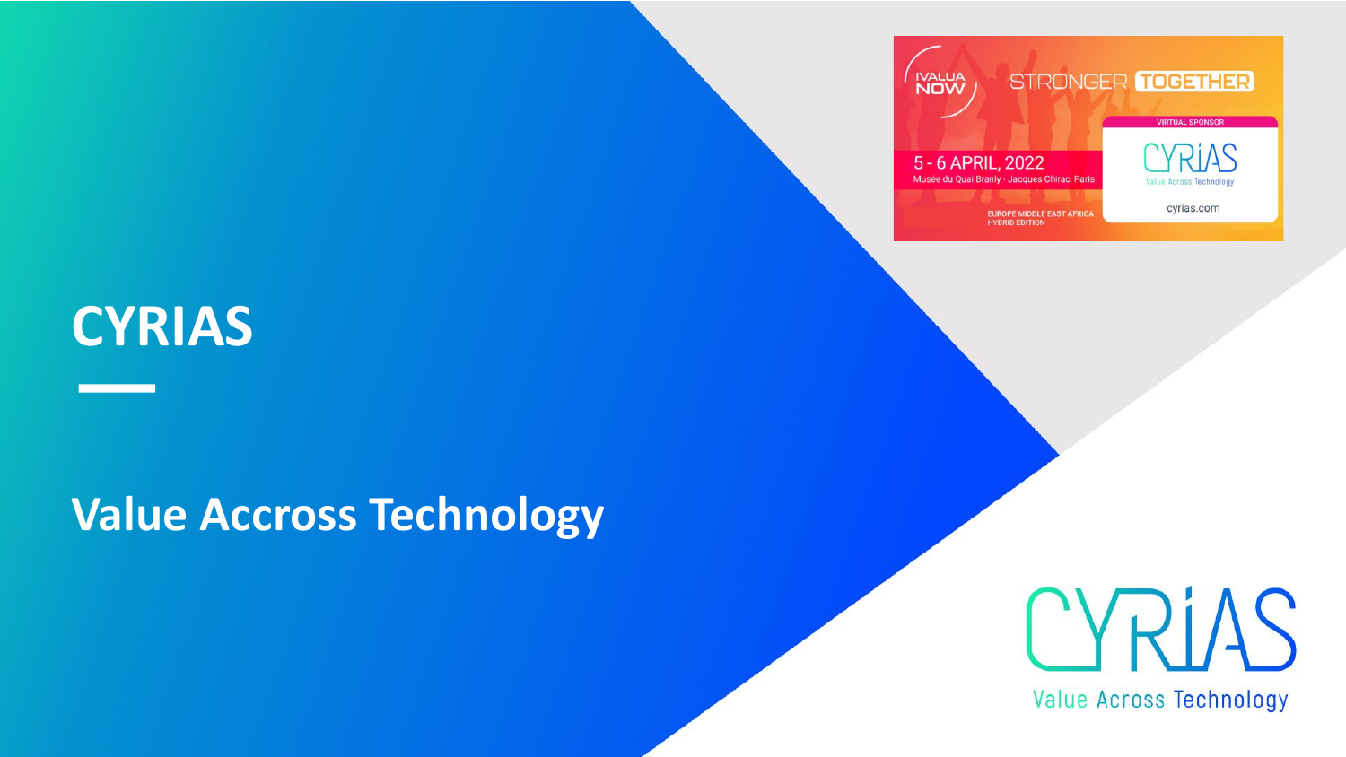# CYRIAS

## Value Accross Technology

IVALUA NOW

STRONGER TOGETHER

5 - 6 APRIL, 2022

Musée du Quai Branly - Jacques Chirac, Paris

EUROPE MIDDLE EAST AFRICA HYBRID EDITION

VIRTUAL SPONSOR

CYRIAS

Value Across Technology

cyrias.com

CYRIAS

Value Across Technology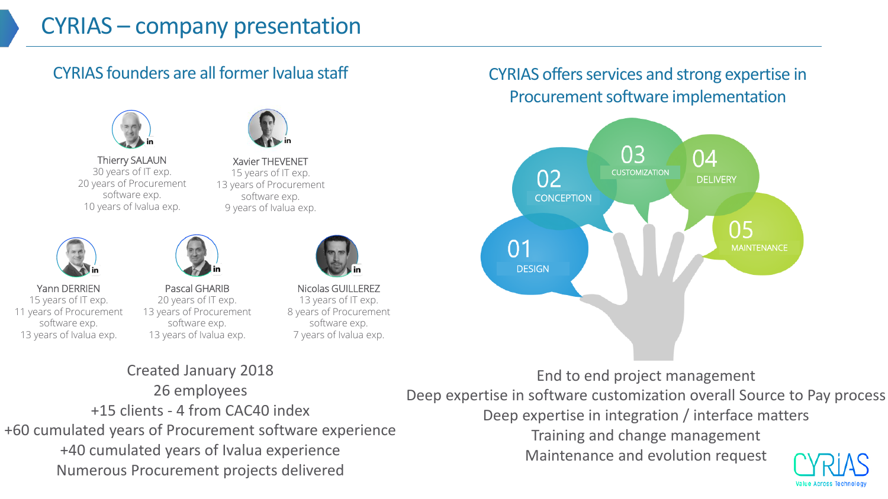# CYRIAS – company presentation

## CYRIAS founders are all former Ivalua staff

**Thierry SALAUN**
30 years of IT exp.
20 years of Procurement software exp.
10 years of Ivalua exp.

**Xavier THEVENET**
15 years of IT exp.
13 years of Procurement software exp.
9 years of Ivalua exp.

**Yann DERRIEN**
15 years of IT exp.
11 years of Procurement software exp.
13 years of Ivalua exp.

**Pascal GHARIB**
20 years of IT exp.
13 years of Procurement software exp.
13 years of Ivalua exp.

**Nicolas GUILLEREZ**
13 years of IT exp.
8 years of Procurement software exp.
7 years of Ivalua exp.

Created January 2018
26 employees
+15 clients - 4 from CAC40 index
+60 cumulated years of Procurement software experience
+40 cumulated years of Ivalua experience
Numerous Procurement projects delivered

## CYRIAS offers services and strong expertise in Procurement software implementation

- 01 DESIGN
- 02 CONCEPTION
- 03 CUSTOMIZATION
- 04 DELIVERY
- 05 MAINTENANCE

End to end project management
Deep expertise in software customization overall Source to Pay process
Deep expertise in integration / interface matters
Training and change management
Maintenance and evolution request

CYRIAS
Value Across Technology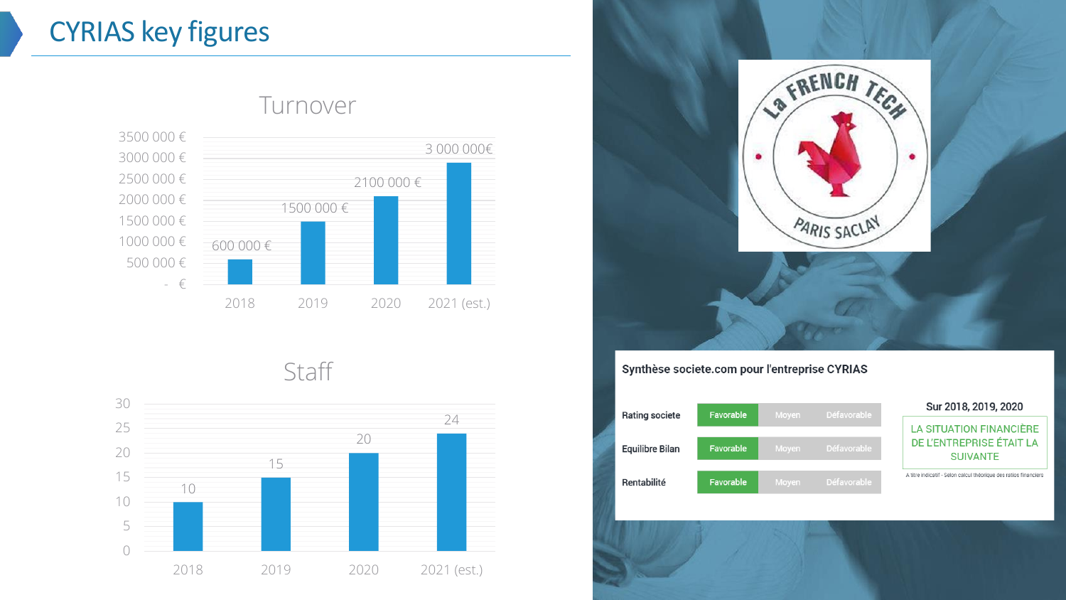# CYRIAS key figures

## Turnover

| Year | Turnover |
| --- | --- |
| 2018 | 600 000 € |
| 2019 | 1500 000 € |
| 2020 | 2100 000 € |
| 2021 (est.) | 3 000 000€ |

## Staff

| Year | Staff |
| --- | --- |
| 2018 | 10 |
| 2019 | 15 |
| 2020 | 20 |
| 2021 (est.) | 24 |

La FRENCH TECH PARIS SACLAY

**Synthèse societe.com pour l'entreprise CYRIAS**

| | | | |
| --- | --- | --- | --- |
| Rating societe | **Favorable** | Moyen | Défavorable |
| Equilibre Bilan | **Favorable** | Moyen | Défavorable |
| Rentabilité | **Favorable** | Moyen | Défavorable |

Sur 2018, 2019, 2020

LA SITUATION FINANCIÈRE DE L'ENTREPRISE ÉTAIT LA SUIVANTE

A titre indicatif - Selon calcul théorique des ratios financiers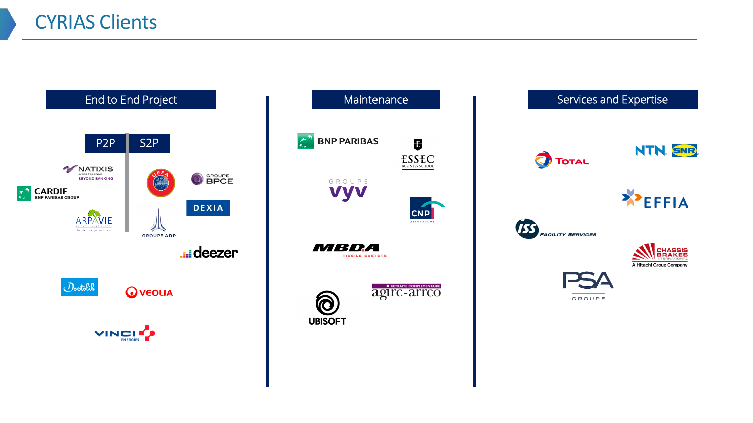# CYRIAS Clients

## End to End Project

**P2P**

- NATIXIS INTEREPARGNE BEYOND BANKING
- CARDIF BNP PARIBAS GROUP
- ARPAVIE

**S2P**

- UEFA
- GROUPE BPCE
- DEXIA
- GROUPE ADP
- deezer

- Doctolib
- VEOLIA
- VINCI ENERGIES

## Maintenance

- BNP PARIBAS
- ESSEC BUSINESS SCHOOL
- GROUPE vyv
- CNP assurances
- MBDA MISSILE SYSTEMS
- UBISOFT
- RETRAITE COMPLEMENTAIRE agirc-arrco

## Services and Expertise

- TOTAL
- NTN SNR
- EFFIA
- ISS FACILITY SERVICES
- CHASSIS BRAKES INTERNATIONAL A Hitachi Group Company
- PSA GROUPE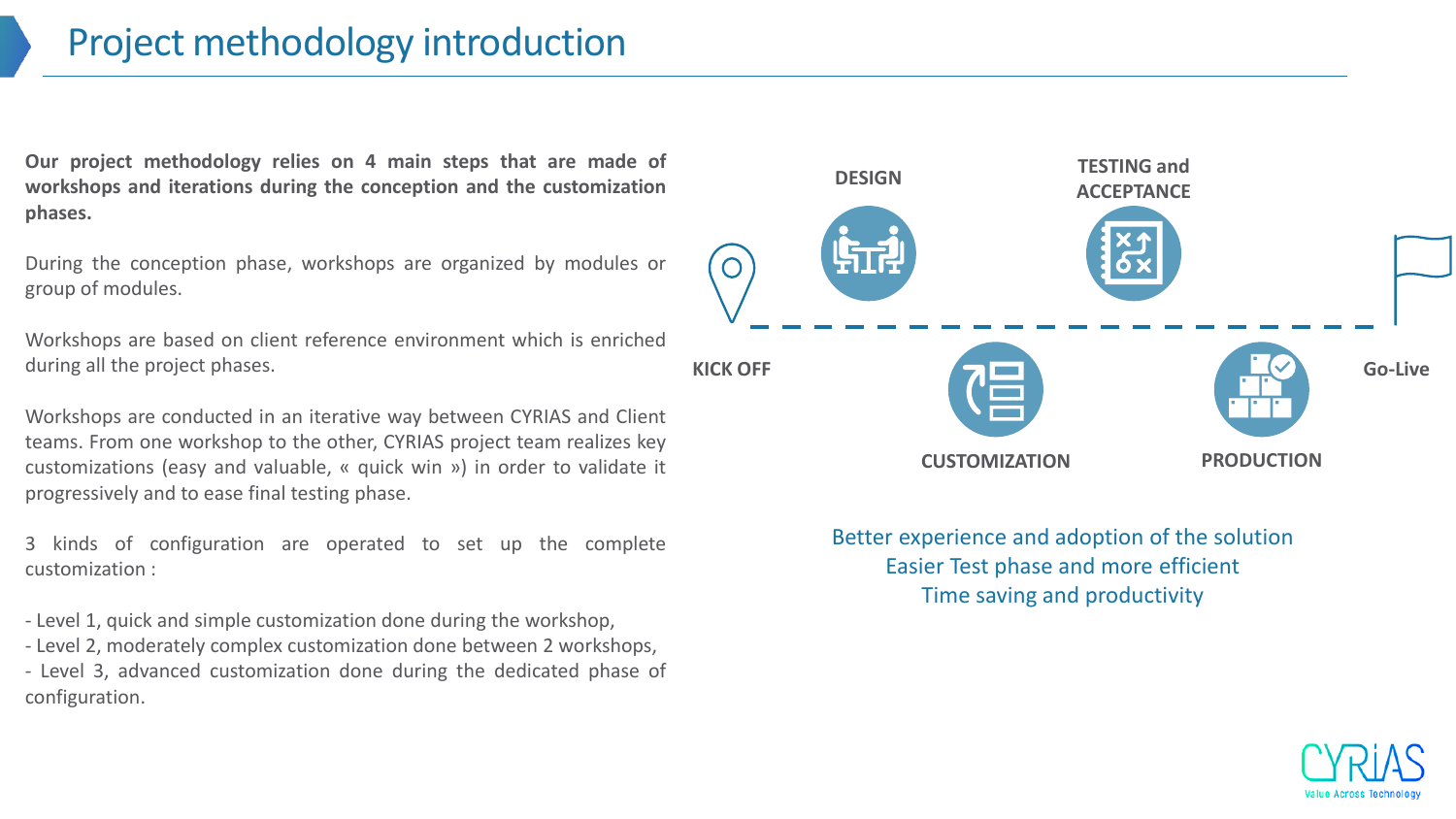# Project methodology introduction

**Our project methodology relies on 4 main steps that are made of workshops and iterations during the conception and the customization phases.**

During the conception phase, workshops are organized by modules or group of modules.

Workshops are based on client reference environment which is enriched during all the project phases.

Workshops are conducted in an iterative way between CYRIAS and Client teams. From one workshop to the other, CYRIAS project team realizes key customizations (easy and valuable, « quick win ») in order to validate it progressively and to ease final testing phase.

3 kinds of configuration are operated to set up the complete customization :

- Level 1, quick and simple customization done during the workshop,
- Level 2, moderately complex customization done between 2 workshops,
- Level 3, advanced customization done during the dedicated phase of configuration.

**KICK OFF** → **DESIGN** → **CUSTOMIZATION** → **TESTING and ACCEPTANCE** → **PRODUCTION** → **Go-Live**

Better experience and adoption of the solution
Easier Test phase and more efficient
Time saving and productivity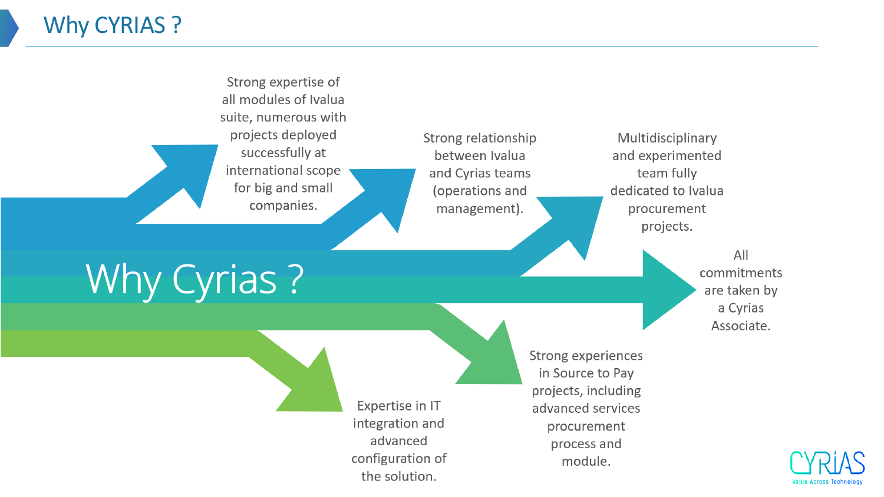# Why CYRIAS ?

## Why Cyrias ?

- Strong expertise of all modules of Ivalua suite, numerous with projects deployed successfully at international scope for big and small companies.
- Strong relationship between Ivalua and Cyrias teams (operations and management).
- Multidisciplinary and experimented team fully dedicated to Ivalua procurement projects.
- All commitments are taken by a Cyrias Associate.
- Strong experiences in Source to Pay projects, including advanced services procurement process and module.
- Expertise in IT integration and advanced configuration of the solution.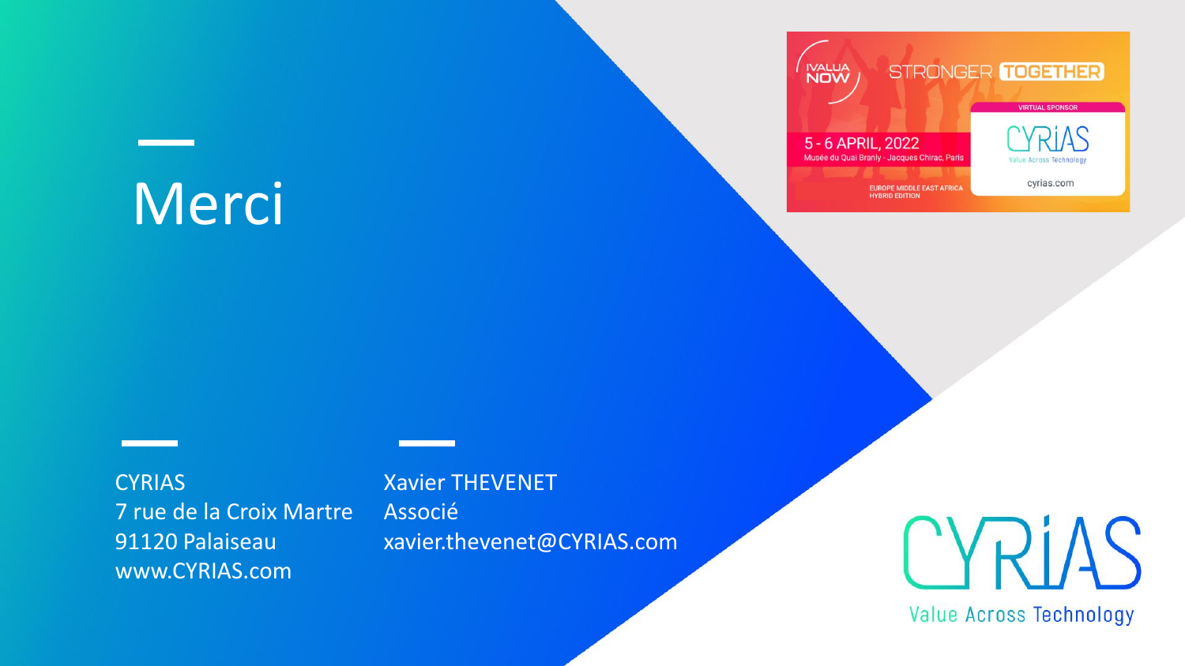# Merci

CYRIAS
7 rue de la Croix Martre
91120 Palaiseau
www.CYRIAS.com

Xavier THEVENET
Associé
xavier.thevenet@CYRIAS.com

IVALUA NOW
STRONGER TOGETHER
5 - 6 APRIL, 2022
Musée du Quai Branly - Jacques Chirac, Paris
EUROPE MIDDLE EAST AFRICA HYBRID EDITION
VIRTUAL SPONSOR
CYRIAS
Value Across Technology
cyrias.com

CYRIAS
Value Across Technology